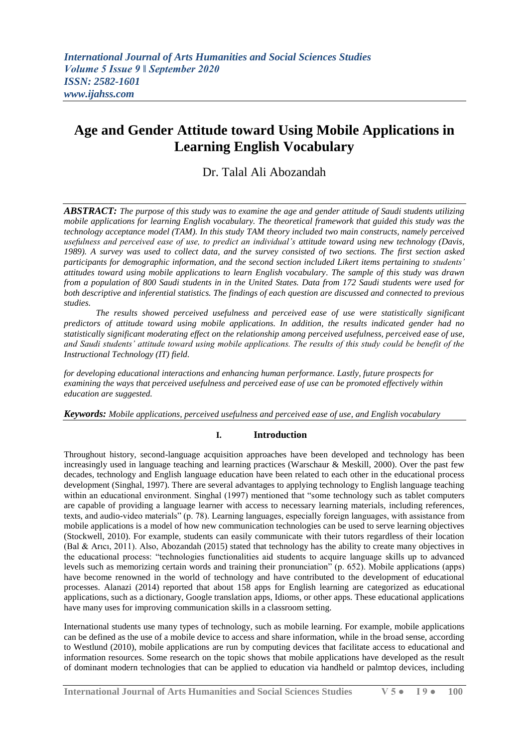# Age and Gender Attitude toward Using Mobile Applications in Learning English Vocabulary

Dr. Talal Ali Abozandah

***ABSTRACT:*** *The purpose of this study was to examine the age and gender attitude of Saudi students utilizing mobile applications for learning English vocabulary. The theoretical framework that guided this study was the technology acceptance model (TAM). In this study TAM theory included two main constructs, namely perceived usefulness and perceived ease of use, to predict an individual's attitude toward using new technology (Davis, 1989). A survey was used to collect data, and the survey consisted of two sections. The first section asked participants for demographic information, and the second section included Likert items pertaining to students' attitudes toward using mobile applications to learn English vocabulary. The sample of this study was drawn from a population of 800 Saudi students in in the United States. Data from 172 Saudi students were used for both descriptive and inferential statistics. The findings of each question are discussed and connected to previous studies.*

*The results showed perceived usefulness and perceived ease of use were statistically significant predictors of attitude toward using mobile applications. In addition, the results indicated gender had no statistically significant moderating effect on the relationship among perceived usefulness, perceived ease of use, and Saudi students' attitude toward using mobile applications. The results of this study could be benefit of the Instructional Technology (IT) field.*

*for developing educational interactions and enhancing human performance. Lastly, future prospects for examining the ways that perceived usefulness and perceived ease of use can be promoted effectively within education are suggested.*

***Keywords:*** *Mobile applications, perceived usefulness and perceived ease of use, and English vocabulary*

## I. Introduction

Throughout history, second-language acquisition approaches have been developed and technology has been increasingly used in language teaching and learning practices (Warschaur & Meskill, 2000). Over the past few decades, technology and English language education have been related to each other in the educational process development (Singhal, 1997). There are several advantages to applying technology to English language teaching within an educational environment. Singhal (1997) mentioned that "some technology such as tablet computers are capable of providing a language learner with access to necessary learning materials, including references, texts, and audio-video materials" (p. 78). Learning languages, especially foreign languages, with assistance from mobile applications is a model of how new communication technologies can be used to serve learning objectives (Stockwell, 2010). For example, students can easily communicate with their tutors regardless of their location (Bal & Arıcı, 2011). Also, Abozandah (2015) stated that technology has the ability to create many objectives in the educational process: "technologies functionalities aid students to acquire language skills up to advanced levels such as memorizing certain words and training their pronunciation" (p. 652). Mobile applications (apps) have become renowned in the world of technology and have contributed to the development of educational processes. Alanazi (2014) reported that about 158 apps for English learning are categorized as educational applications, such as a dictionary, Google translation apps, Idioms, or other apps. These educational applications have many uses for improving communication skills in a classroom setting.

International students use many types of technology, such as mobile learning. For example, mobile applications can be defined as the use of a mobile device to access and share information, while in the broad sense, according to Westlund (2010), mobile applications are run by computing devices that facilitate access to educational and information resources. Some research on the topic shows that mobile applications have developed as the result of dominant modern technologies that can be applied to education via handheld or palmtop devices, including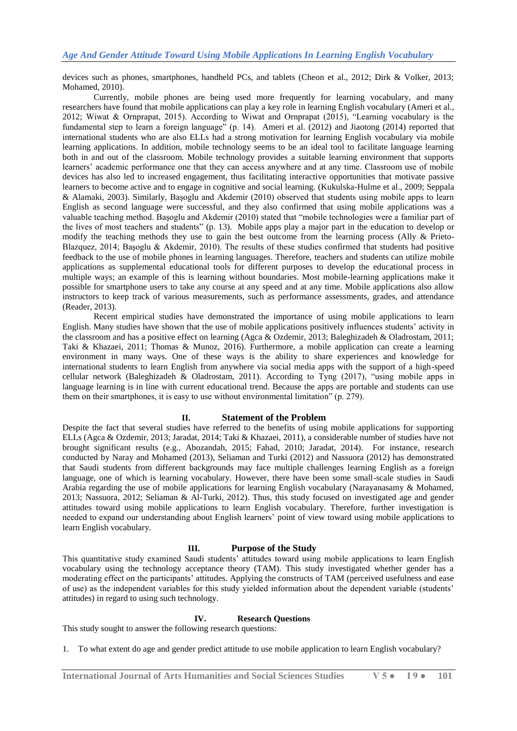devices such as phones, smartphones, handheld PCs, and tablets (Cheon et al., 2012; Dirk & Volker, 2013; Mohamed, 2010).

Currently, mobile phones are being used more frequently for learning vocabulary, and many researchers have found that mobile applications can play a key role in learning English vocabulary (Ameri et al., 2012; Wiwat & Ornprapat, 2015). According to Wiwat and Ornprapat (2015), "Learning vocabulary is the fundamental step to learn a foreign language" (p. 14). Ameri et al. (2012) and Jiaotong (2014) reported that international students who are also ELLs had a strong motivation for learning English vocabulary via mobile learning applications. In addition, mobile technology seems to be an ideal tool to facilitate language learning both in and out of the classroom. Mobile technology provides a suitable learning environment that supports learners' academic performance one that they can access anywhere and at any time. Classroom use of mobile devices has also led to increased engagement, thus facilitating interactive opportunities that motivate passive learners to become active and to engage in cognitive and social learning. (Kukulska-Hulme et al., 2009; Seppala & Alamaki, 2003). Similarly, Başoglu and Akdemir (2010) observed that students using mobile apps to learn English as second language were successful, and they also confirmed that using mobile applications was a valuable teaching method. Başoglu and Akdemir (2010) stated that "mobile technologies were a familiar part of the lives of most teachers and students" (p. 13). Mobile apps play a major part in the education to develop or modify the teaching methods they use to gain the best outcome from the learning process (Ally & Prieto-Blazquez, 2014; Başoglu & Akdemir, 2010). The results of these studies confirmed that students had positive feedback to the use of mobile phones in learning languages. Therefore, teachers and students can utilize mobile applications as supplemental educational tools for different purposes to develop the educational process in multiple ways; an example of this is learning without boundaries. Most mobile-learning applications make it possible for smartphone users to take any course at any speed and at any time. Mobile applications also allow instructors to keep track of various measurements, such as performance assessments, grades, and attendance (Reader, 2013).

Recent empirical studies have demonstrated the importance of using mobile applications to learn English. Many studies have shown that the use of mobile applications positively influences students' activity in the classroom and has a positive effect on learning (Agca & Ozdemir, 2013; Baleghizadeh & Oladrostam, 2011; Taki & Khazaei, 2011; Thomas & Munoz, 2016). Furthermore, a mobile application can create a learning environment in many ways. One of these ways is the ability to share experiences and knowledge for international students to learn English from anywhere via social media apps with the support of a high-speed cellular network (Baleghizadeh & Oladrostam, 2011). According to Tyng (2017), "using mobile apps in language learning is in line with current educational trend. Because the apps are portable and students can use them on their smartphones, it is easy to use without environmental limitation" (p. 279).

## II. Statement of the Problem

Despite the fact that several studies have referred to the benefits of using mobile applications for supporting ELLs (Agca & Ozdemir, 2013; Jaradat, 2014; Taki & Khazaei, 2011), a considerable number of studies have not brought significant results (e.g., Abozandah, 2015; Fahad, 2010; Jaradat, 2014). For instance, research conducted by Naray and Mohamed (2013), Seliaman and Turki (2012) and Nassuora (2012) has demonstrated that Saudi students from different backgrounds may face multiple challenges learning English as a foreign language, one of which is learning vocabulary. However, there have been some small-scale studies in Saudi Arabia regarding the use of mobile applications for learning English vocabulary (Narayanasamy & Mohamed, 2013; Nassuora, 2012; Seliaman & Al-Turki, 2012). Thus, this study focused on investigated age and gender attitudes toward using mobile applications to learn English vocabulary. Therefore, further investigation is needed to expand our understanding about English learners' point of view toward using mobile applications to learn English vocabulary.

## III. Purpose of the Study

This quantitative study examined Saudi students' attitudes toward using mobile applications to learn English vocabulary using the technology acceptance theory (TAM). This study investigated whether gender has a moderating effect on the participants' attitudes. Applying the constructs of TAM (perceived usefulness and ease of use) as the independent variables for this study yielded information about the dependent variable (students' attitudes) in regard to using such technology.

## IV. Research Questions

This study sought to answer the following research questions:

1. To what extent do age and gender predict attitude to use mobile application to learn English vocabulary?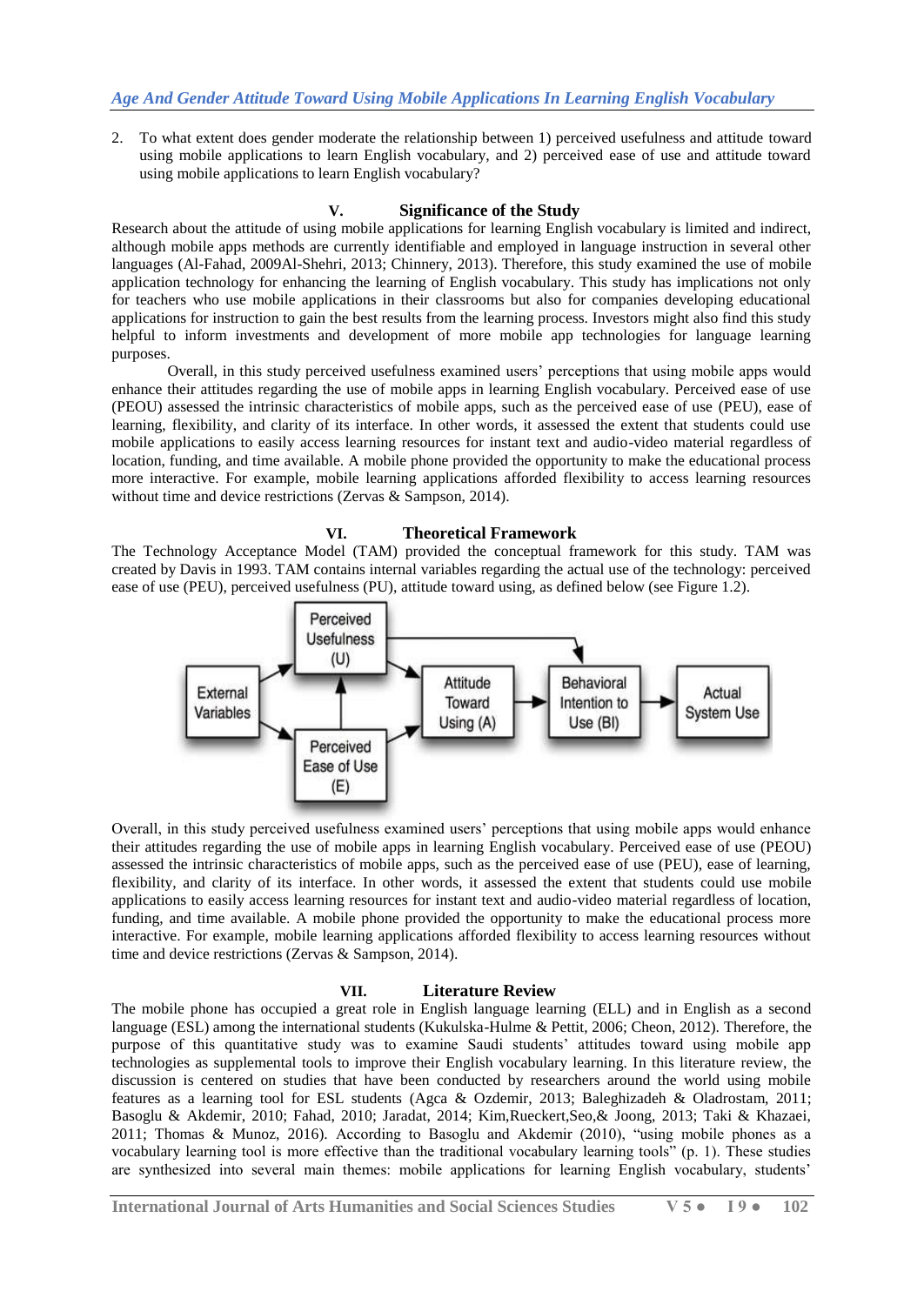2. To what extent does gender moderate the relationship between 1) perceived usefulness and attitude toward using mobile applications to learn English vocabulary, and 2) perceived ease of use and attitude toward using mobile applications to learn English vocabulary?

## V. Significance of the Study

Research about the attitude of using mobile applications for learning English vocabulary is limited and indirect, although mobile apps methods are currently identifiable and employed in language instruction in several other languages (Al-Fahad, 2009Al-Shehri, 2013; Chinnery, 2013). Therefore, this study examined the use of mobile application technology for enhancing the learning of English vocabulary. This study has implications not only for teachers who use mobile applications in their classrooms but also for companies developing educational applications for instruction to gain the best results from the learning process. Investors might also find this study helpful to inform investments and development of more mobile app technologies for language learning purposes.

Overall, in this study perceived usefulness examined users' perceptions that using mobile apps would enhance their attitudes regarding the use of mobile apps in learning English vocabulary. Perceived ease of use (PEOU) assessed the intrinsic characteristics of mobile apps, such as the perceived ease of use (PEU), ease of learning, flexibility, and clarity of its interface. In other words, it assessed the extent that students could use mobile applications to easily access learning resources for instant text and audio-video material regardless of location, funding, and time available. A mobile phone provided the opportunity to make the educational process more interactive. For example, mobile learning applications afforded flexibility to access learning resources without time and device restrictions (Zervas & Sampson, 2014).

## VI. Theoretical Framework

The Technology Acceptance Model (TAM) provided the conceptual framework for this study. TAM was created by Davis in 1993. TAM contains internal variables regarding the actual use of the technology: perceived ease of use (PEU), perceived usefulness (PU), attitude toward using, as defined below (see Figure 1.2).

External Variables → Perceived Usefulness (U) / Perceived Ease of Use (E) → Attitude Toward Using (A) → Behavioral Intention to Use (BI) → Actual System Use

Overall, in this study perceived usefulness examined users' perceptions that using mobile apps would enhance their attitudes regarding the use of mobile apps in learning English vocabulary. Perceived ease of use (PEOU) assessed the intrinsic characteristics of mobile apps, such as the perceived ease of use (PEU), ease of learning, flexibility, and clarity of its interface. In other words, it assessed the extent that students could use mobile applications to easily access learning resources for instant text and audio-video material regardless of location, funding, and time available. A mobile phone provided the opportunity to make the educational process more interactive. For example, mobile learning applications afforded flexibility to access learning resources without time and device restrictions (Zervas & Sampson, 2014).

## VII. Literature Review

The mobile phone has occupied a great role in English language learning (ELL) and in English as a second language (ESL) among the international students (Kukulska-Hulme & Pettit, 2006; Cheon, 2012). Therefore, the purpose of this quantitative study was to examine Saudi students' attitudes toward using mobile app technologies as supplemental tools to improve their English vocabulary learning. In this literature review, the discussion is centered on studies that have been conducted by researchers around the world using mobile features as a learning tool for ESL students (Agca & Ozdemir, 2013; Baleghizadeh & Oladrostam, 2011; Basoglu & Akdemir, 2010; Fahad, 2010; Jaradat, 2014; Kim,Rueckert,Seo,& Joong, 2013; Taki & Khazaei, 2011; Thomas & Munoz, 2016). According to Basoglu and Akdemir (2010), "using mobile phones as a vocabulary learning tool is more effective than the traditional vocabulary learning tools" (p. 1). These studies are synthesized into several main themes: mobile applications for learning English vocabulary, students'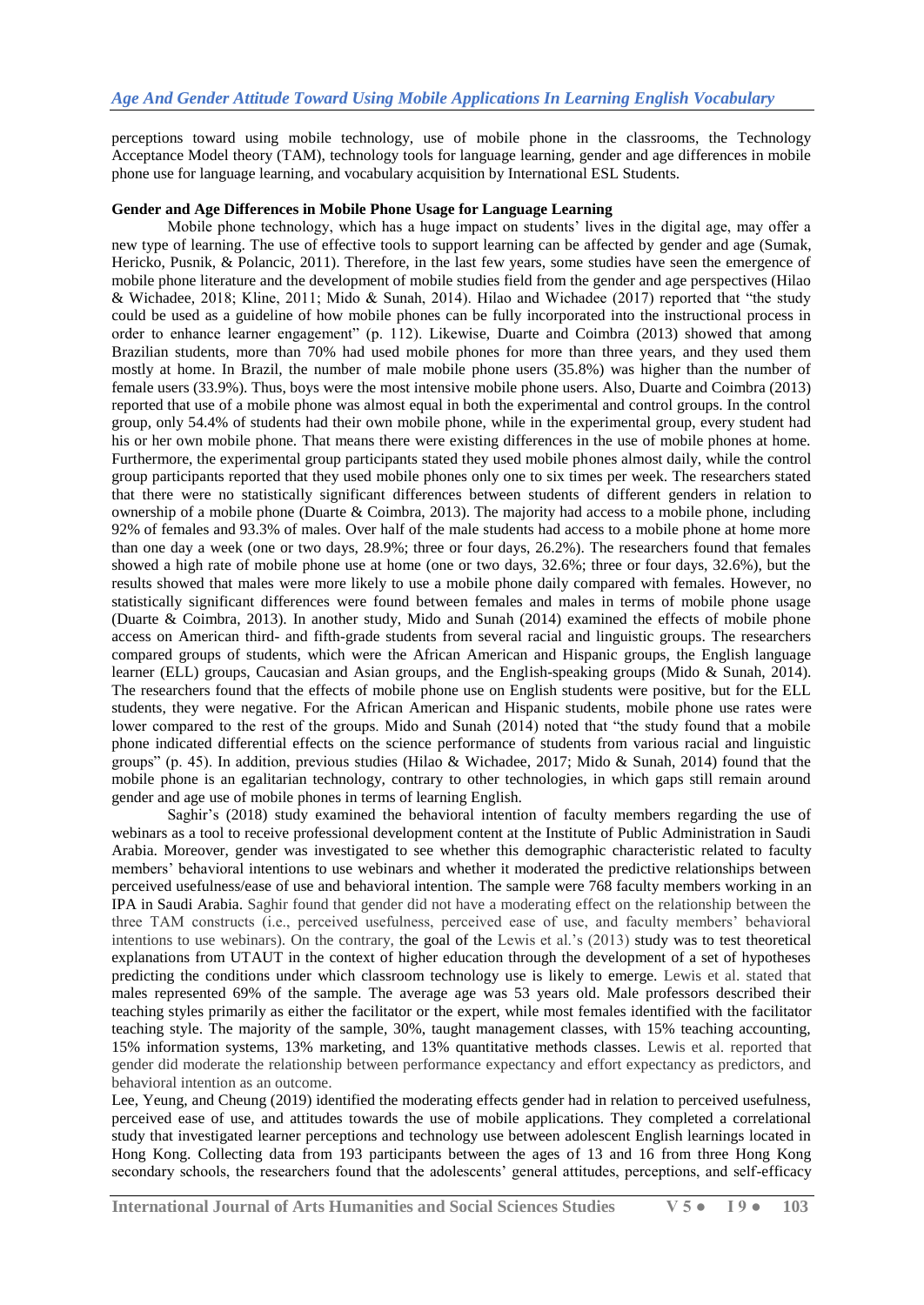perceptions toward using mobile technology, use of mobile phone in the classrooms, the Technology Acceptance Model theory (TAM), technology tools for language learning, gender and age differences in mobile phone use for language learning, and vocabulary acquisition by International ESL Students.

**Gender and Age Differences in Mobile Phone Usage for Language Learning**

Mobile phone technology, which has a huge impact on students' lives in the digital age, may offer a new type of learning. The use of effective tools to support learning can be affected by gender and age (Sumak, Hericko, Pusnik, & Polancic, 2011). Therefore, in the last few years, some studies have seen the emergence of mobile phone literature and the development of mobile studies field from the gender and age perspectives (Hilao & Wichadee, 2018; Kline, 2011; Mido & Sunah, 2014). Hilao and Wichadee (2017) reported that "the study could be used as a guideline of how mobile phones can be fully incorporated into the instructional process in order to enhance learner engagement" (p. 112). Likewise, Duarte and Coimbra (2013) showed that among Brazilian students, more than 70% had used mobile phones for more than three years, and they used them mostly at home. In Brazil, the number of male mobile phone users (35.8%) was higher than the number of female users (33.9%). Thus, boys were the most intensive mobile phone users. Also, Duarte and Coimbra (2013) reported that use of a mobile phone was almost equal in both the experimental and control groups. In the control group, only 54.4% of students had their own mobile phone, while in the experimental group, every student had his or her own mobile phone. That means there were existing differences in the use of mobile phones at home. Furthermore, the experimental group participants stated they used mobile phones almost daily, while the control group participants reported that they used mobile phones only one to six times per week. The researchers stated that there were no statistically significant differences between students of different genders in relation to ownership of a mobile phone (Duarte & Coimbra, 2013). The majority had access to a mobile phone, including 92% of females and 93.3% of males. Over half of the male students had access to a mobile phone at home more than one day a week (one or two days, 28.9%; three or four days, 26.2%). The researchers found that females showed a high rate of mobile phone use at home (one or two days, 32.6%; three or four days, 32.6%), but the results showed that males were more likely to use a mobile phone daily compared with females. However, no statistically significant differences were found between females and males in terms of mobile phone usage (Duarte & Coimbra, 2013). In another study, Mido and Sunah (2014) examined the effects of mobile phone access on American third- and fifth-grade students from several racial and linguistic groups. The researchers compared groups of students, which were the African American and Hispanic groups, the English language learner (ELL) groups, Caucasian and Asian groups, and the English-speaking groups (Mido & Sunah, 2014). The researchers found that the effects of mobile phone use on English students were positive, but for the ELL students, they were negative. For the African American and Hispanic students, mobile phone use rates were lower compared to the rest of the groups. Mido and Sunah (2014) noted that "the study found that a mobile phone indicated differential effects on the science performance of students from various racial and linguistic groups" (p. 45). In addition, previous studies (Hilao & Wichadee, 2017; Mido & Sunah, 2014) found that the mobile phone is an egalitarian technology, contrary to other technologies, in which gaps still remain around gender and age use of mobile phones in terms of learning English.

Saghir's (2018) study examined the behavioral intention of faculty members regarding the use of webinars as a tool to receive professional development content at the Institute of Public Administration in Saudi Arabia. Moreover, gender was investigated to see whether this demographic characteristic related to faculty members' behavioral intentions to use webinars and whether it moderated the predictive relationships between perceived usefulness/ease of use and behavioral intention. The sample were 768 faculty members working in an IPA in Saudi Arabia. Saghir found that gender did not have a moderating effect on the relationship between the three TAM constructs (i.e., perceived usefulness, perceived ease of use, and faculty members' behavioral intentions to use webinars). On the contrary, the goal of the Lewis et al.'s (2013) study was to test theoretical explanations from UTAUT in the context of higher education through the development of a set of hypotheses predicting the conditions under which classroom technology use is likely to emerge. Lewis et al. stated that males represented 69% of the sample. The average age was 53 years old. Male professors described their teaching styles primarily as either the facilitator or the expert, while most females identified with the facilitator teaching style. The majority of the sample, 30%, taught management classes, with 15% teaching accounting, 15% information systems, 13% marketing, and 13% quantitative methods classes. Lewis et al. reported that gender did moderate the relationship between performance expectancy and effort expectancy as predictors, and behavioral intention as an outcome.

Lee, Yeung, and Cheung (2019) identified the moderating effects gender had in relation to perceived usefulness, perceived ease of use, and attitudes towards the use of mobile applications. They completed a correlational study that investigated learner perceptions and technology use between adolescent English learnings located in Hong Kong. Collecting data from 193 participants between the ages of 13 and 16 from three Hong Kong secondary schools, the researchers found that the adolescents' general attitudes, perceptions, and self-efficacy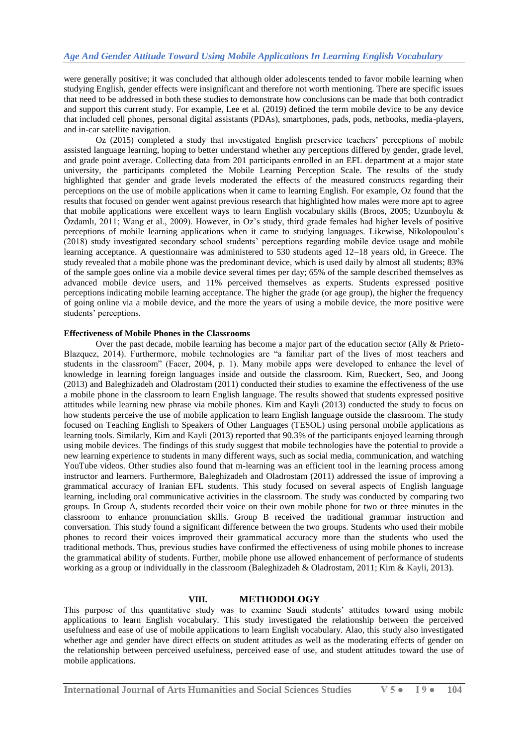were generally positive; it was concluded that although older adolescents tended to favor mobile learning when studying English, gender effects were insignificant and therefore not worth mentioning. There are specific issues that need to be addressed in both these studies to demonstrate how conclusions can be made that both contradict and support this current study. For example, Lee et al. (2019) defined the term mobile device to be any device that included cell phones, personal digital assistants (PDAs), smartphones, pads, pods, netbooks, media-players, and in-car satellite navigation.

Oz (2015) completed a study that investigated English preservice teachers' perceptions of mobile assisted language learning, hoping to better understand whether any perceptions differed by gender, grade level, and grade point average. Collecting data from 201 participants enrolled in an EFL department at a major state university, the participants completed the Mobile Learning Perception Scale. The results of the study highlighted that gender and grade levels moderated the effects of the measured constructs regarding their perceptions on the use of mobile applications when it came to learning English. For example, Oz found that the results that focused on gender went against previous research that highlighted how males were more apt to agree that mobile applications were excellent ways to learn English vocabulary skills (Broos, 2005; Uzunboylu & Özdamlı, 2011; Wang et al., 2009). However, in Oz's study, third grade females had higher levels of positive perceptions of mobile learning applications when it came to studying languages. Likewise, Nikolopoulou's (2018) study investigated secondary school students' perceptions regarding mobile device usage and mobile learning acceptance. A questionnaire was administered to 530 students aged 12–18 years old, in Greece. The study revealed that a mobile phone was the predominant device, which is used daily by almost all students; 83% of the sample goes online via a mobile device several times per day; 65% of the sample described themselves as advanced mobile device users, and 11% perceived themselves as experts. Students expressed positive perceptions indicating mobile learning acceptance. The higher the grade (or age group), the higher the frequency of going online via a mobile device, and the more the years of using a mobile device, the more positive were students' perceptions.

**Effectiveness of Mobile Phones in the Classrooms**

Over the past decade, mobile learning has become a major part of the education sector (Ally & Prieto-Blazquez, 2014). Furthermore, mobile technologies are "a familiar part of the lives of most teachers and students in the classroom" (Facer, 2004, p. 1). Many mobile apps were developed to enhance the level of knowledge in learning foreign languages inside and outside the classroom. Kim, Rueckert, Seo, and Joong (2013) and Baleghizadeh and Oladrostam (2011) conducted their studies to examine the effectiveness of the use a mobile phone in the classroom to learn English language. The results showed that students expressed positive attitudes while learning new phrase via mobile phones. Kim and Kayli (2013) conducted the study to focus on how students perceive the use of mobile application to learn English language outside the classroom. The study focused on Teaching English to Speakers of Other Languages (TESOL) using personal mobile applications as learning tools. Similarly, Kim and Kayli (2013) reported that 90.3% of the participants enjoyed learning through using mobile devices. The findings of this study suggest that mobile technologies have the potential to provide a new learning experience to students in many different ways, such as social media, communication, and watching YouTube videos. Other studies also found that m-learning was an efficient tool in the learning process among instructor and learners. Furthermore, Baleghizadeh and Oladrostam (2011) addressed the issue of improving a grammatical accuracy of Iranian EFL students. This study focused on several aspects of English language learning, including oral communicative activities in the classroom. The study was conducted by comparing two groups. In Group A, students recorded their voice on their own mobile phone for two or three minutes in the classroom to enhance pronunciation skills. Group B received the traditional grammar instruction and conversation. This study found a significant difference between the two groups. Students who used their mobile phones to record their voices improved their grammatical accuracy more than the students who used the traditional methods. Thus, previous studies have confirmed the effectiveness of using mobile phones to increase the grammatical ability of students. Further, mobile phone use allowed enhancement of performance of students working as a group or individually in the classroom (Baleghizadeh & Oladrostam, 2011; Kim & Kayli, 2013).

## VIII. METHODOLOGY

This purpose of this quantitative study was to examine Saudi students' attitudes toward using mobile applications to learn English vocabulary. This study investigated the relationship between the perceived usefulness and ease of use of mobile applications to learn English vocabulary. Alao, this study also investigated whether age and gender have direct effects on student attitudes as well as the moderating effects of gender on the relationship between perceived usefulness, perceived ease of use, and student attitudes toward the use of mobile applications.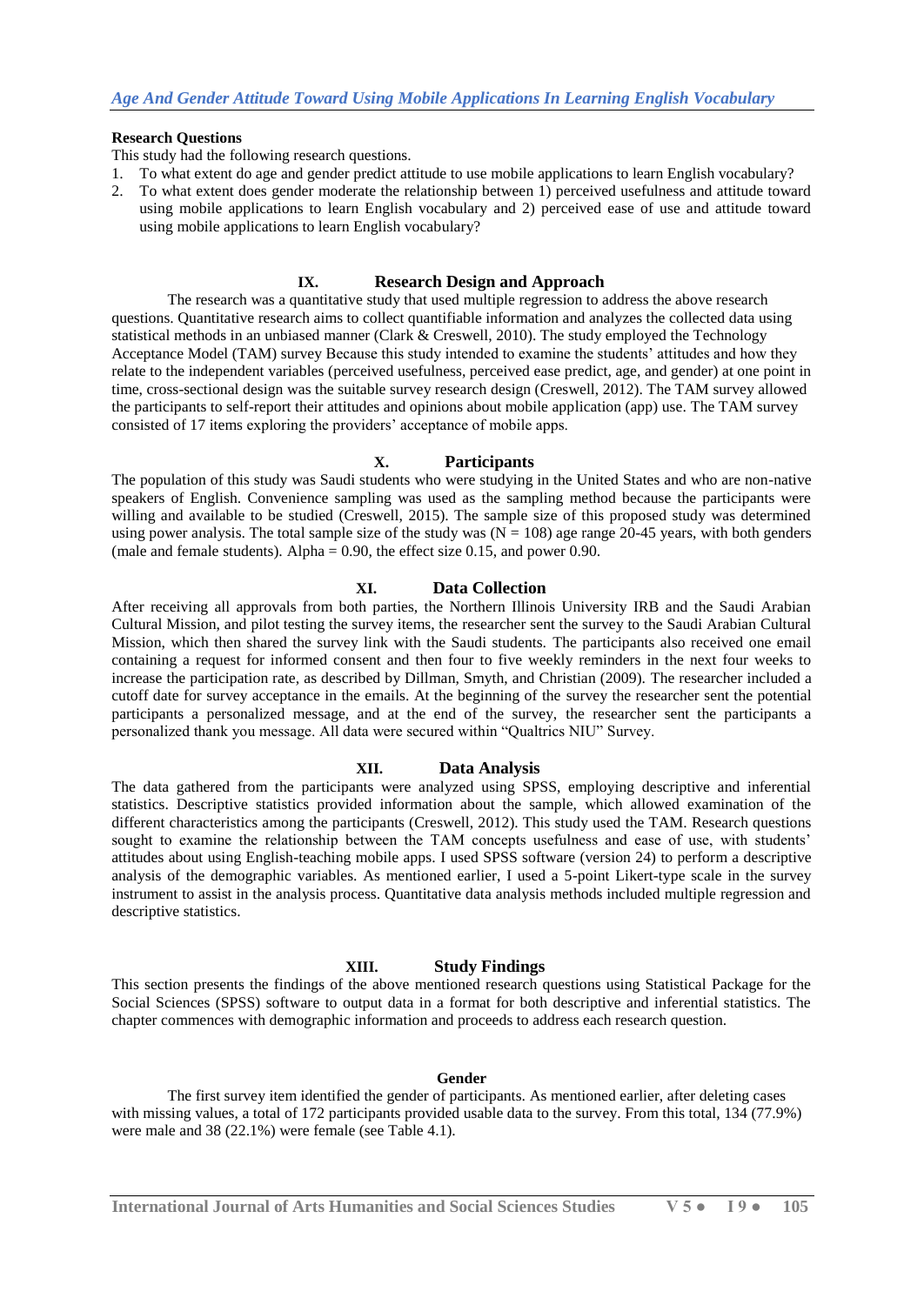**Research Questions**

This study had the following research questions.

1. To what extent do age and gender predict attitude to use mobile applications to learn English vocabulary?
2. To what extent does gender moderate the relationship between 1) perceived usefulness and attitude toward using mobile applications to learn English vocabulary and 2) perceived ease of use and attitude toward using mobile applications to learn English vocabulary?

## IX. Research Design and Approach

The research was a quantitative study that used multiple regression to address the above research questions. Quantitative research aims to collect quantifiable information and analyzes the collected data using statistical methods in an unbiased manner (Clark & Creswell, 2010). The study employed the Technology Acceptance Model (TAM) survey Because this study intended to examine the students' attitudes and how they relate to the independent variables (perceived usefulness, perceived ease predict, age, and gender) at one point in time, cross-sectional design was the suitable survey research design (Creswell, 2012). The TAM survey allowed the participants to self-report their attitudes and opinions about mobile application (app) use. The TAM survey consisted of 17 items exploring the providers' acceptance of mobile apps.

## X. Participants

The population of this study was Saudi students who were studying in the United States and who are non-native speakers of English. Convenience sampling was used as the sampling method because the participants were willing and available to be studied (Creswell, 2015). The sample size of this proposed study was determined using power analysis. The total sample size of the study was (N = 108) age range 20-45 years, with both genders (male and female students). Alpha = 0.90, the effect size 0.15, and power 0.90.

## XI. Data Collection

After receiving all approvals from both parties, the Northern Illinois University IRB and the Saudi Arabian Cultural Mission, and pilot testing the survey items, the researcher sent the survey to the Saudi Arabian Cultural Mission, which then shared the survey link with the Saudi students. The participants also received one email containing a request for informed consent and then four to five weekly reminders in the next four weeks to increase the participation rate, as described by Dillman, Smyth, and Christian (2009). The researcher included a cutoff date for survey acceptance in the emails. At the beginning of the survey the researcher sent the potential participants a personalized message, and at the end of the survey, the researcher sent the participants a personalized thank you message. All data were secured within "Qualtrics NIU" Survey.

## XII. Data Analysis

The data gathered from the participants were analyzed using SPSS, employing descriptive and inferential statistics. Descriptive statistics provided information about the sample, which allowed examination of the different characteristics among the participants (Creswell, 2012). This study used the TAM. Research questions sought to examine the relationship between the TAM concepts usefulness and ease of use, with students' attitudes about using English-teaching mobile apps. I used SPSS software (version 24) to perform a descriptive analysis of the demographic variables. As mentioned earlier, I used a 5-point Likert-type scale in the survey instrument to assist in the analysis process. Quantitative data analysis methods included multiple regression and descriptive statistics.

## XIII. Study Findings

This section presents the findings of the above mentioned research questions using Statistical Package for the Social Sciences (SPSS) software to output data in a format for both descriptive and inferential statistics. The chapter commences with demographic information and proceeds to address each research question.

### Gender

The first survey item identified the gender of participants. As mentioned earlier, after deleting cases with missing values, a total of 172 participants provided usable data to the survey. From this total, 134 (77.9%) were male and 38 (22.1%) were female (see Table 4.1).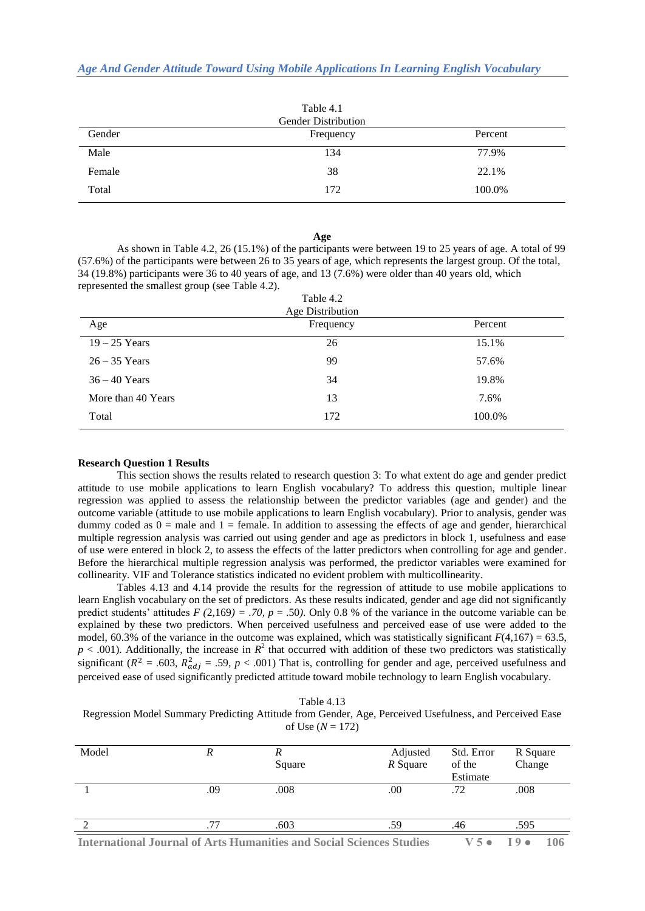Table 4.1
Gender Distribution

| Gender | Frequency | Percent |
|---|---|---|
| Male | 134 | 77.9% |
| Female | 38 | 22.1% |
| Total | 172 | 100.0% |

**Age**

As shown in Table 4.2, 26 (15.1%) of the participants were between 19 to 25 years of age. A total of 99 (57.6%) of the participants were between 26 to 35 years of age, which represents the largest group. Of the total, 34 (19.8%) participants were 36 to 40 years of age, and 13 (7.6%) were older than 40 years old, which represented the smallest group (see Table 4.2).

Table 4.2
Age Distribution

| Age | Frequency | Percent |
|---|---|---|
| 19 – 25 Years | 26 | 15.1% |
| 26 – 35 Years | 99 | 57.6% |
| 36 – 40 Years | 34 | 19.8% |
| More than 40 Years | 13 | 7.6% |
| Total | 172 | 100.0% |

**Research Question 1 Results**

This section shows the results related to research question 3: To what extent do age and gender predict attitude to use mobile applications to learn English vocabulary? To address this question, multiple linear regression was applied to assess the relationship between the predictor variables (age and gender) and the outcome variable (attitude to use mobile applications to learn English vocabulary). Prior to analysis, gender was dummy coded as 0 = male and 1 = female. In addition to assessing the effects of age and gender, hierarchical multiple regression analysis was carried out using gender and age as predictors in block 1, usefulness and ease of use were entered in block 2, to assess the effects of the latter predictors when controlling for age and gender. Before the hierarchical multiple regression analysis was performed, the predictor variables were examined for collinearity. VIF and Tolerance statistics indicated no evident problem with multicollinearity.

Tables 4.13 and 4.14 provide the results for the regression of attitude to use mobile applications to learn English vocabulary on the set of predictors. As these results indicated, gender and age did not significantly predict students' attitudes $F$ *(*2,169*) = .70, p* = .50*).* Only 0.8 % of the variance in the outcome variable can be explained by these two predictors. When perceived usefulness and perceived ease of use were added to the model, 60.3% of the variance in the outcome was explained, which was statistically significant $F(4,167) = 63.5$, $p < .001$). Additionally, the increase in $R^2$ that occurred with addition of these two predictors was statistically significant ($R^2 = .603$, $R^2_{adj} = .59$, $p < .001$) That is, controlling for gender and age, perceived usefulness and perceived ease of used significantly predicted attitude toward mobile technology to learn English vocabulary.

Table 4.13
Regression Model Summary Predicting Attitude from Gender, Age, Perceived Usefulness, and Perceived Ease of Use ($N$ = 172)

| Model | $R$ | $R$ Square | Adjusted $R$ Square | Std. Error of the Estimate | R Square Change |
|---|---|---|---|---|---|
| 1 | .09 | .008 | .00 | .72 | .008 |
| 2 | .77 | .603 | .59 | .46 | .595 |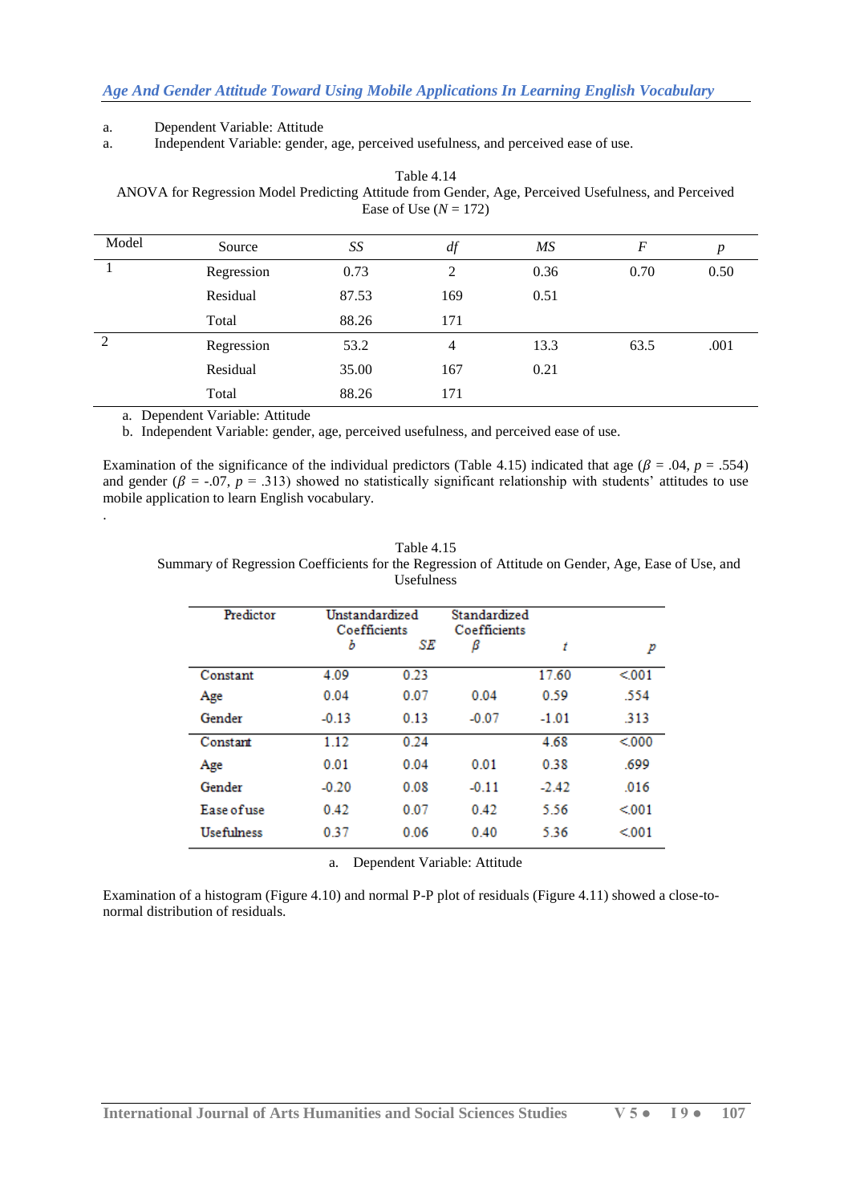a. Dependent Variable: Attitude

a. Independent Variable: gender, age, perceived usefulness, and perceived ease of use.

Table 4.14
ANOVA for Regression Model Predicting Attitude from Gender, Age, Perceived Usefulness, and Perceived Ease of Use ($N$ = 172)

| Model | Source | *SS* | *df* | *MS* | *F* | *p* |
|---|---|---|---|---|---|---|
| 1 | Regression | 0.73 | 2 | 0.36 | 0.70 | 0.50 |
| | Residual | 87.53 | 169 | 0.51 | | |
| | Total | 88.26 | 171 | | | |
| 2 | Regression | 53.2 | 4 | 13.3 | 63.5 | .001 |
| | Residual | 35.00 | 167 | 0.21 | | |
| | Total | 88.26 | 171 | | | |

a. Dependent Variable: Attitude

b. Independent Variable: gender, age, perceived usefulness, and perceived ease of use.

Examination of the significance of the individual predictors (Table 4.15) indicated that age ($\beta$ = .04, $p$ = .554) and gender ($\beta$ = -.07, $p$ = .313) showed no statistically significant relationship with students' attitudes to use mobile application to learn English vocabulary.

.

Table 4.15
Summary of Regression Coefficients for the Regression of Attitude on Gender, Age, Ease of Use, and Usefulness

| Predictor | Unstandardized Coefficients | | Standardized Coefficients | | |
|---|---|---|---|---|---|
| | *b* | *SE* | *β* | *t* | *p* |
| Constant | 4.09 | 0.23 | | 17.60 | <.001 |
| Age | 0.04 | 0.07 | 0.04 | 0.59 | .554 |
| Gender | -0.13 | 0.13 | -0.07 | -1.01 | .313 |
| Constant | 1.12 | 0.24 | | 4.68 | <.000 |
| Age | 0.01 | 0.04 | 0.01 | 0.38 | .699 |
| Gender | -0.20 | 0.08 | -0.11 | -2.42 | .016 |
| Ease of use | 0.42 | 0.07 | 0.42 | 5.56 | <.001 |
| Usefulness | 0.37 | 0.06 | 0.40 | 5.36 | <.001 |

a. Dependent Variable: Attitude

Examination of a histogram (Figure 4.10) and normal P-P plot of residuals (Figure 4.11) showed a close-to-normal distribution of residuals.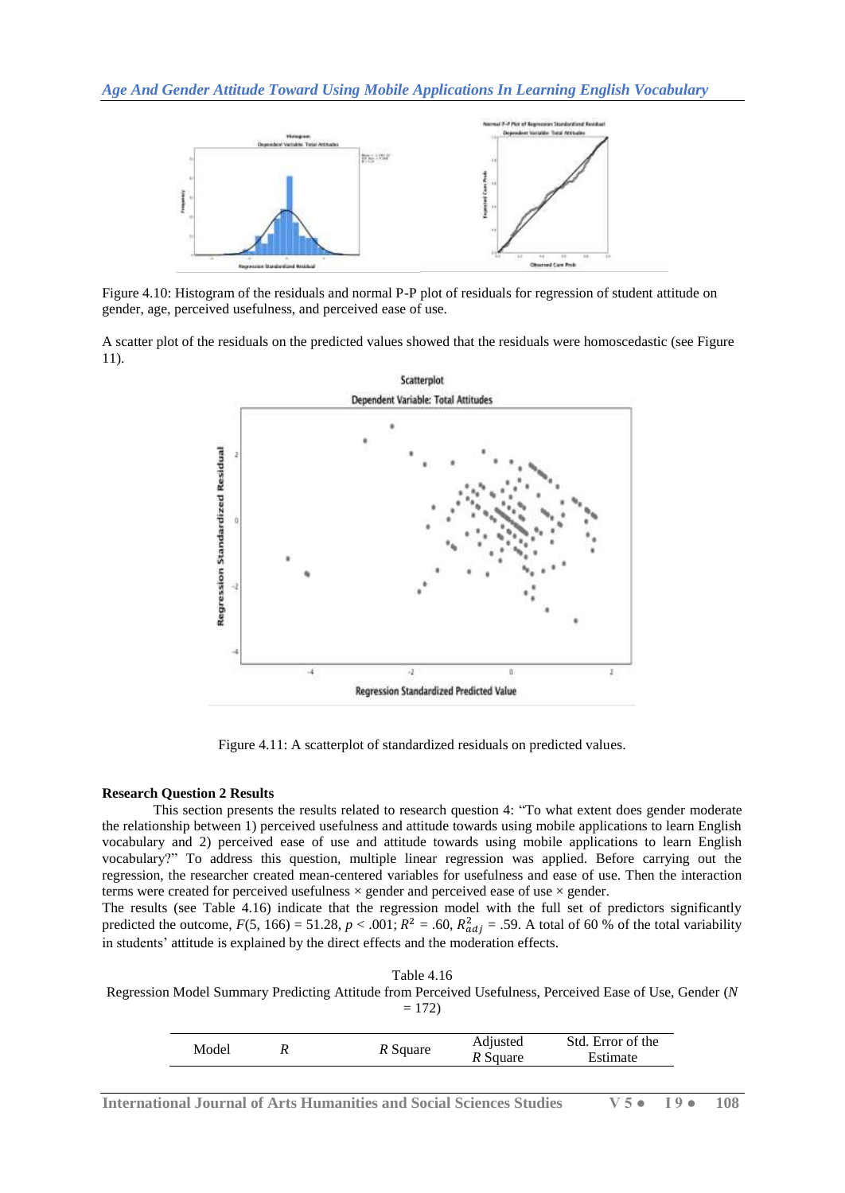Figure 4.10: Histogram of the residuals and normal P-P plot of residuals for regression of student attitude on gender, age, perceived usefulness, and perceived ease of use.

A scatter plot of the residuals on the predicted values showed that the residuals were homoscedastic (see Figure 11).

Figure 4.11: A scatterplot of standardized residuals on predicted values.

**Research Question 2 Results**

This section presents the results related to research question 4: "To what extent does gender moderate the relationship between 1) perceived usefulness and attitude towards using mobile applications to learn English vocabulary and 2) perceived ease of use and attitude towards using mobile applications to learn English vocabulary?" To address this question, multiple linear regression was applied. Before carrying out the regression, the researcher created mean-centered variables for usefulness and ease of use. Then the interaction terms were created for perceived usefulness × gender and perceived ease of use × gender.

The results (see Table 4.16) indicate that the regression model with the full set of predictors significantly predicted the outcome, $F(5, 166) = 51.28$, $p < .001$; $R^2 = .60$, $R^2_{adj} = .59$. A total of 60 % of the total variability in students' attitude is explained by the direct effects and the moderation effects.

Table 4.16

Regression Model Summary Predicting Attitude from Perceived Usefulness, Perceived Ease of Use, Gender ($N = 172$)

| Model | *R* | *R* Square | Adjusted *R* Square | Std. Error of the Estimate |
|---|---|---|---|---|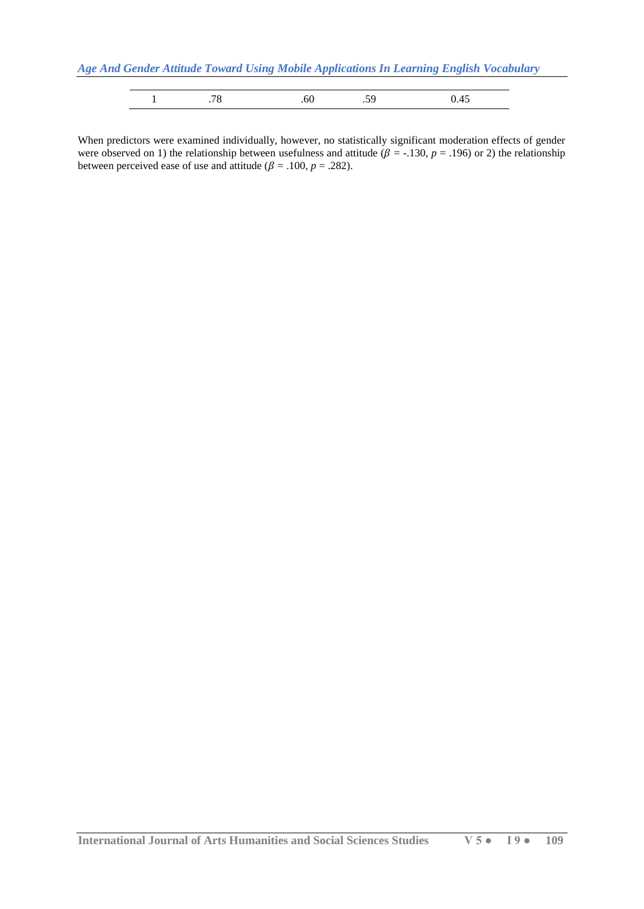| 1 | .78 | .60 | .59 | 0.45 |
|---|---|---|---|---|

When predictors were examined individually, however, no statistically significant moderation effects of gender were observed on 1) the relationship between usefulness and attitude ($\beta$ = -.130, $p$ = .196) or 2) the relationship between perceived ease of use and attitude ($\beta$ = .100, $p$ = .282).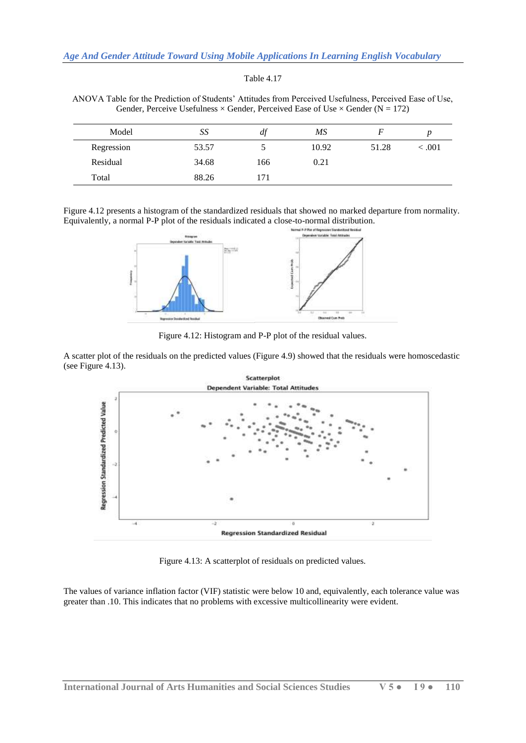Table 4.17

ANOVA Table for the Prediction of Students' Attitudes from Perceived Usefulness, Perceived Ease of Use, Gender, Perceive Usefulness × Gender, Perceived Ease of Use × Gender (N = 172)

| Model | *SS* | *df* | *MS* | *F* | *p* |
|---|---|---|---|---|---|
| Regression | 53.57 | 5 | 10.92 | 51.28 | < .001 |
| Residual | 34.68 | 166 | 0.21 | | |
| Total | 88.26 | 171 | | | |

Figure 4.12 presents a histogram of the standardized residuals that showed no marked departure from normality. Equivalently, a normal P-P plot of the residuals indicated a close-to-normal distribution.

Figure 4.12: Histogram and P-P plot of the residual values.

A scatter plot of the residuals on the predicted values (Figure 4.9) showed that the residuals were homoscedastic (see Figure 4.13).

Figure 4.13: A scatterplot of residuals on predicted values.

The values of variance inflation factor (VIF) statistic were below 10 and, equivalently, each tolerance value was greater than .10. This indicates that no problems with excessive multicollinearity were evident.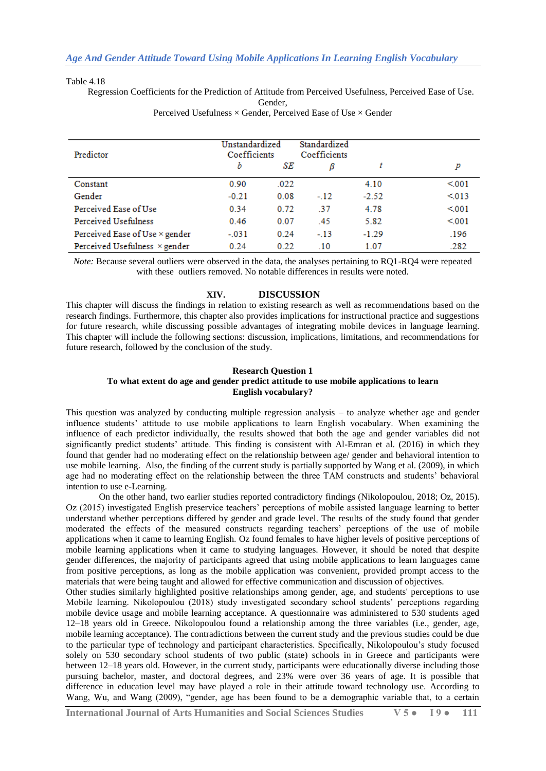Table 4.18

Regression Coefficients for the Prediction of Attitude from Perceived Usefulness, Perceived Ease of Use. Gender,
Perceived Usefulness × Gender, Perceived Ease of Use × Gender

| Predictor | Unstandardized Coefficients | | Standardized Coefficients | | |
|---|---|---|---|---|---|
| | *b* | *SE* | *β* | *t* | *p* |
| Constant | 0.90 | .022 | | 4.10 | <.001 |
| Gender | -0.21 | 0.08 | -.12 | -2.52 | <.013 |
| Perceived Ease of Use | 0.34 | 0.72 | .37 | 4.78 | <.001 |
| Perceived Usefulness | 0.46 | 0.07 | .45 | 5.82 | <.001 |
| Perceived Ease of Use × gender | -.031 | 0.24 | -.13 | -1.29 | .196 |
| Perceived Usefulness × gender | 0.24 | 0.22 | .10 | 1.07 | .282 |

*Note:* Because several outliers were observed in the data, the analyses pertaining to RQ1-RQ4 were repeated with these outliers removed. No notable differences in results were noted.

## XIV. DISCUSSION

This chapter will discuss the findings in relation to existing research as well as recommendations based on the research findings. Furthermore, this chapter also provides implications for instructional practice and suggestions for future research, while discussing possible advantages of integrating mobile devices in language learning. This chapter will include the following sections: discussion, implications, limitations, and recommendations for future research, followed by the conclusion of the study.

### Research Question 1
### To what extent do age and gender predict attitude to use mobile applications to learn English vocabulary?

This question was analyzed by conducting multiple regression analysis – to analyze whether age and gender influence students' attitude to use mobile applications to learn English vocabulary. When examining the influence of each predictor individually, the results showed that both the age and gender variables did not significantly predict students' attitude. This finding is consistent with Al-Emran et al. (2016) in which they found that gender had no moderating effect on the relationship between age/ gender and behavioral intention to use mobile learning. Also, the finding of the current study is partially supported by Wang et al. (2009), in which age had no moderating effect on the relationship between the three TAM constructs and students' behavioral intention to use e-Learning.

On the other hand, two earlier studies reported contradictory findings (Nikolopoulou, 2018; Oz, 2015). Oz (2015) investigated English preservice teachers' perceptions of mobile assisted language learning to better understand whether perceptions differed by gender and grade level. The results of the study found that gender moderated the effects of the measured constructs regarding teachers' perceptions of the use of mobile applications when it came to learning English. Oz found females to have higher levels of positive perceptions of mobile learning applications when it came to studying languages. However, it should be noted that despite gender differences, the majority of participants agreed that using mobile applications to learn languages came from positive perceptions, as long as the mobile application was convenient, provided prompt access to the materials that were being taught and allowed for effective communication and discussion of objectives.

Other studies similarly highlighted positive relationships among gender, age, and students' perceptions to use Mobile learning. Nikolopoulou (2018) study investigated secondary school students' perceptions regarding mobile device usage and mobile learning acceptance. A questionnaire was administered to 530 students aged 12–18 years old in Greece. Nikolopoulou found a relationship among the three variables (i.e., gender, age, mobile learning acceptance). The contradictions between the current study and the previous studies could be due to the particular type of technology and participant characteristics. Specifically, Nikolopoulou's study focused solely on 530 secondary school students of two public (state) schools in in Greece and participants were between 12–18 years old. However, in the current study, participants were educationally diverse including those pursuing bachelor, master, and doctoral degrees, and 23% were over 36 years of age. It is possible that difference in education level may have played a role in their attitude toward technology use. According to Wang, Wu, and Wang (2009), "gender, age has been found to be a demographic variable that, to a certain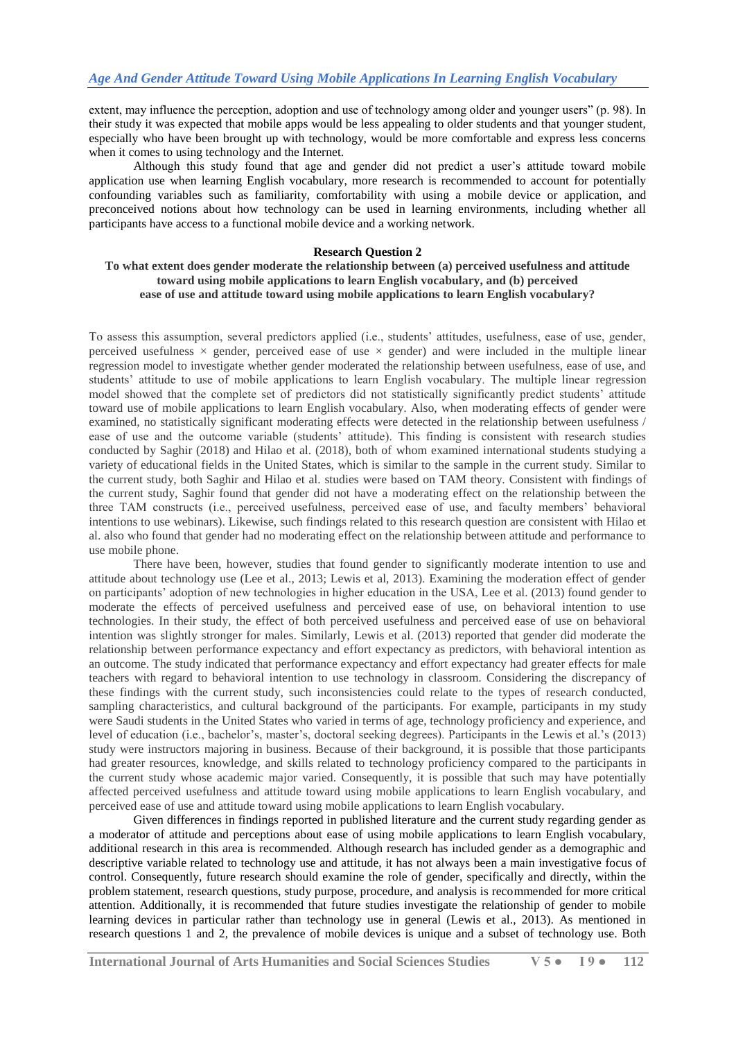extent, may influence the perception, adoption and use of technology among older and younger users" (p. 98). In their study it was expected that mobile apps would be less appealing to older students and that younger student, especially who have been brought up with technology, would be more comfortable and express less concerns when it comes to using technology and the Internet.

Although this study found that age and gender did not predict a user's attitude toward mobile application use when learning English vocabulary, more research is recommended to account for potentially confounding variables such as familiarity, comfortability with using a mobile device or application, and preconceived notions about how technology can be used in learning environments, including whether all participants have access to a functional mobile device and a working network.

### Research Question 2

**To what extent does gender moderate the relationship between (a) perceived usefulness and attitude toward using mobile applications to learn English vocabulary, and (b) perceived ease of use and attitude toward using mobile applications to learn English vocabulary?**

To assess this assumption, several predictors applied (i.e., students' attitudes, usefulness, ease of use, gender, perceived usefulness × gender, perceived ease of use × gender) and were included in the multiple linear regression model to investigate whether gender moderated the relationship between usefulness, ease of use, and students' attitude to use of mobile applications to learn English vocabulary. The multiple linear regression model showed that the complete set of predictors did not statistically significantly predict students' attitude toward use of mobile applications to learn English vocabulary. Also, when moderating effects of gender were examined, no statistically significant moderating effects were detected in the relationship between usefulness / ease of use and the outcome variable (students' attitude). This finding is consistent with research studies conducted by Saghir (2018) and Hilao et al. (2018), both of whom examined international students studying a variety of educational fields in the United States, which is similar to the sample in the current study. Similar to the current study, both Saghir and Hilao et al. studies were based on TAM theory. Consistent with findings of the current study, Saghir found that gender did not have a moderating effect on the relationship between the three TAM constructs (i.e., perceived usefulness, perceived ease of use, and faculty members' behavioral intentions to use webinars). Likewise, such findings related to this research question are consistent with Hilao et al. also who found that gender had no moderating effect on the relationship between attitude and performance to use mobile phone.

There have been, however, studies that found gender to significantly moderate intention to use and attitude about technology use (Lee et al., 2013; Lewis et al, 2013). Examining the moderation effect of gender on participants' adoption of new technologies in higher education in the USA, Lee et al. (2013) found gender to moderate the effects of perceived usefulness and perceived ease of use, on behavioral intention to use technologies. In their study, the effect of both perceived usefulness and perceived ease of use on behavioral intention was slightly stronger for males. Similarly, Lewis et al. (2013) reported that gender did moderate the relationship between performance expectancy and effort expectancy as predictors, with behavioral intention as an outcome. The study indicated that performance expectancy and effort expectancy had greater effects for male teachers with regard to behavioral intention to use technology in classroom. Considering the discrepancy of these findings with the current study, such inconsistencies could relate to the types of research conducted, sampling characteristics, and cultural background of the participants. For example, participants in my study were Saudi students in the United States who varied in terms of age, technology proficiency and experience, and level of education (i.e., bachelor's, master's, doctoral seeking degrees). Participants in the Lewis et al.'s (2013) study were instructors majoring in business. Because of their background, it is possible that those participants had greater resources, knowledge, and skills related to technology proficiency compared to the participants in the current study whose academic major varied. Consequently, it is possible that such may have potentially affected perceived usefulness and attitude toward using mobile applications to learn English vocabulary, and perceived ease of use and attitude toward using mobile applications to learn English vocabulary.

Given differences in findings reported in published literature and the current study regarding gender as a moderator of attitude and perceptions about ease of using mobile applications to learn English vocabulary, additional research in this area is recommended. Although research has included gender as a demographic and descriptive variable related to technology use and attitude, it has not always been a main investigative focus of control. Consequently, future research should examine the role of gender, specifically and directly, within the problem statement, research questions, study purpose, procedure, and analysis is recommended for more critical attention. Additionally, it is recommended that future studies investigate the relationship of gender to mobile learning devices in particular rather than technology use in general (Lewis et al., 2013). As mentioned in research questions 1 and 2, the prevalence of mobile devices is unique and a subset of technology use. Both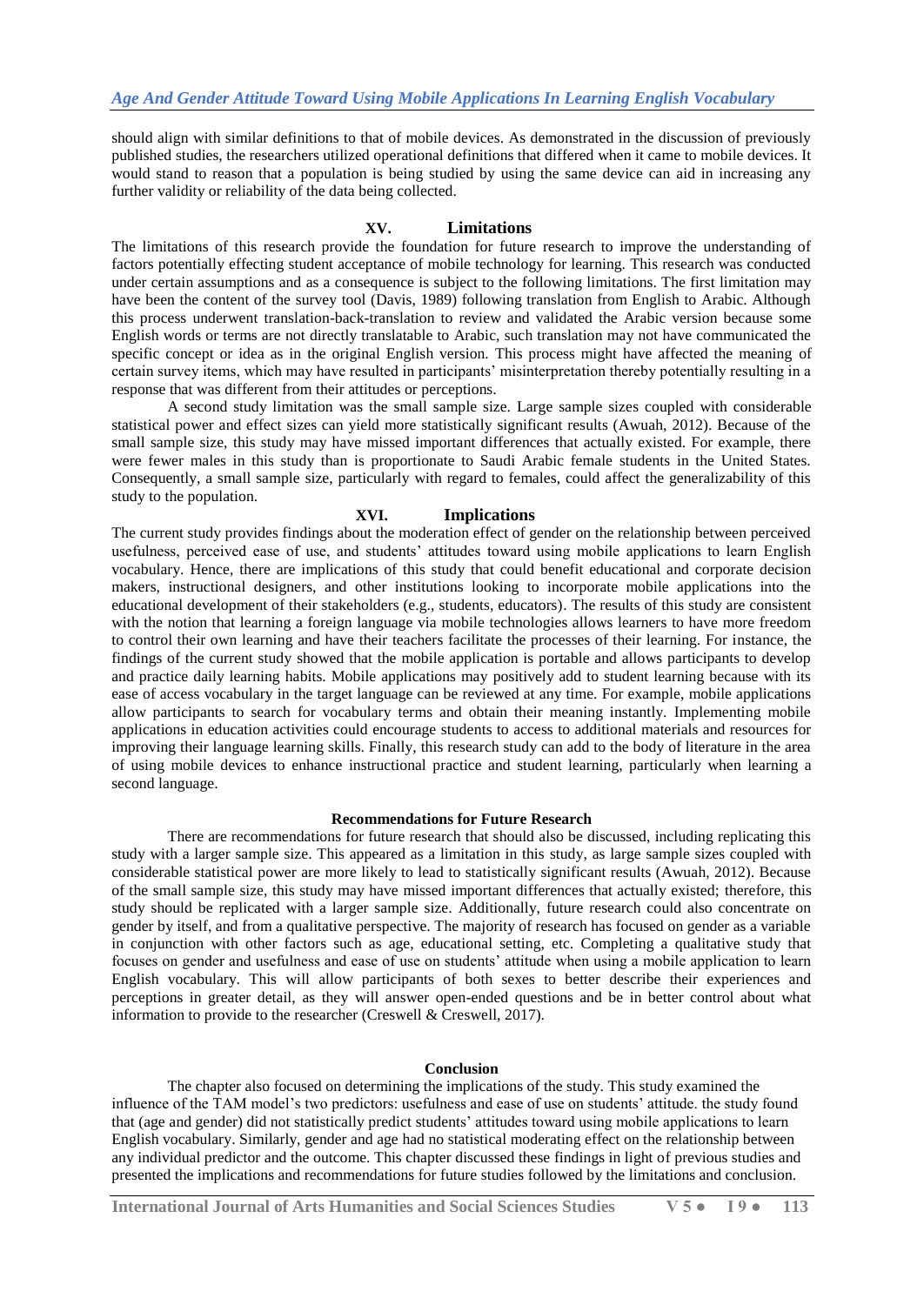should align with similar definitions to that of mobile devices. As demonstrated in the discussion of previously published studies, the researchers utilized operational definitions that differed when it came to mobile devices. It would stand to reason that a population is being studied by using the same device can aid in increasing any further validity or reliability of the data being collected.

## XV. Limitations

The limitations of this research provide the foundation for future research to improve the understanding of factors potentially effecting student acceptance of mobile technology for learning. This research was conducted under certain assumptions and as a consequence is subject to the following limitations. The first limitation may have been the content of the survey tool (Davis, 1989) following translation from English to Arabic. Although this process underwent translation-back-translation to review and validated the Arabic version because some English words or terms are not directly translatable to Arabic, such translation may not have communicated the specific concept or idea as in the original English version. This process might have affected the meaning of certain survey items, which may have resulted in participants' misinterpretation thereby potentially resulting in a response that was different from their attitudes or perceptions.

A second study limitation was the small sample size. Large sample sizes coupled with considerable statistical power and effect sizes can yield more statistically significant results (Awuah, 2012). Because of the small sample size, this study may have missed important differences that actually existed. For example, there were fewer males in this study than is proportionate to Saudi Arabic female students in the United States. Consequently, a small sample size, particularly with regard to females, could affect the generalizability of this study to the population.

## XVI. Implications

The current study provides findings about the moderation effect of gender on the relationship between perceived usefulness, perceived ease of use, and students' attitudes toward using mobile applications to learn English vocabulary. Hence, there are implications of this study that could benefit educational and corporate decision makers, instructional designers, and other institutions looking to incorporate mobile applications into the educational development of their stakeholders (e.g., students, educators). The results of this study are consistent with the notion that learning a foreign language via mobile technologies allows learners to have more freedom to control their own learning and have their teachers facilitate the processes of their learning. For instance, the findings of the current study showed that the mobile application is portable and allows participants to develop and practice daily learning habits. Mobile applications may positively add to student learning because with its ease of access vocabulary in the target language can be reviewed at any time. For example, mobile applications allow participants to search for vocabulary terms and obtain their meaning instantly. Implementing mobile applications in education activities could encourage students to access to additional materials and resources for improving their language learning skills. Finally, this research study can add to the body of literature in the area of using mobile devices to enhance instructional practice and student learning, particularly when learning a second language.

### Recommendations for Future Research

There are recommendations for future research that should also be discussed, including replicating this study with a larger sample size. This appeared as a limitation in this study, as large sample sizes coupled with considerable statistical power are more likely to lead to statistically significant results (Awuah, 2012). Because of the small sample size, this study may have missed important differences that actually existed; therefore, this study should be replicated with a larger sample size. Additionally, future research could also concentrate on gender by itself, and from a qualitative perspective. The majority of research has focused on gender as a variable in conjunction with other factors such as age, educational setting, etc. Completing a qualitative study that focuses on gender and usefulness and ease of use on students' attitude when using a mobile application to learn English vocabulary. This will allow participants of both sexes to better describe their experiences and perceptions in greater detail, as they will answer open-ended questions and be in better control about what information to provide to the researcher (Creswell & Creswell, 2017).

### Conclusion

The chapter also focused on determining the implications of the study. This study examined the influence of the TAM model's two predictors: usefulness and ease of use on students' attitude. the study found that (age and gender) did not statistically predict students' attitudes toward using mobile applications to learn English vocabulary. Similarly, gender and age had no statistical moderating effect on the relationship between any individual predictor and the outcome. This chapter discussed these findings in light of previous studies and presented the implications and recommendations for future studies followed by the limitations and conclusion.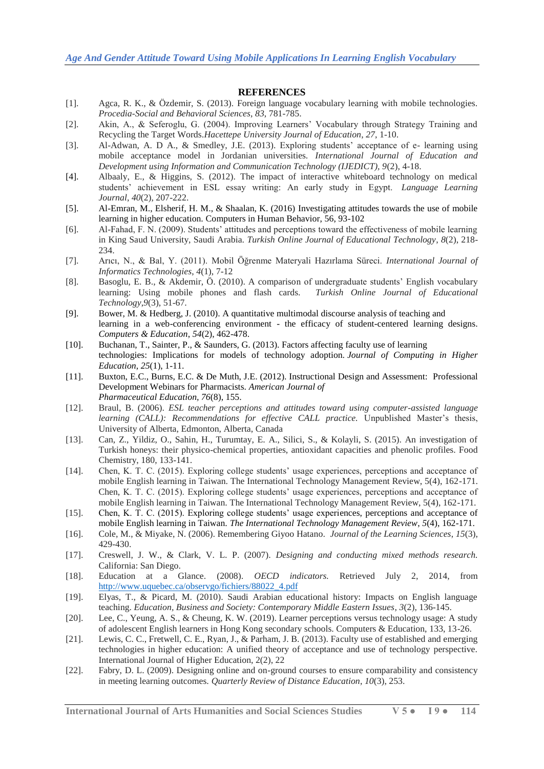## REFERENCES

[1]. Agca, R. K., & Özdemir, S. (2013). Foreign language vocabulary learning with mobile technologies. *Procedia-Social and Behavioral Sciences*, *83*, 781-785.

[2]. Akin, A., & Seferoglu, G. (2004). Improving Learners' Vocabulary through Strategy Training and Recycling the Target Words.*Hacettepe University Journal of Education*, *27*, 1-10.

[3]. Al-Adwan, A. D A., & Smedley, J.E. (2013). Exploring students' acceptance of e- learning using mobile acceptance model in Jordanian universities. *International Journal of Education and Development using Information and Communication Technology (IJEDICT)*, *9*(2), 4-18.

[4]. Albaaly, E., & Higgins, S. (2012). The impact of interactive whiteboard technology on medical students' achievement in ESL essay writing: An early study in Egypt. *Language Learning Journal*, *40*(2), 207-222.

[5]. Al-Emran, M., Elsherif, H. M., & Shaalan, K. (2016) Investigating attitudes towards the use of mobile learning in higher education. Computers in Human Behavior, 56, 93-102

[6]. Al-Fahad, F. N. (2009). Students' attitudes and perceptions toward the effectiveness of mobile learning in King Saud University, Saudi Arabia. *Turkish Online Journal of Educational Technology*, *8*(2), 218-234.

[7]. Arıcı, N., & Bal, Y. (2011). Mobil Öğrenme Materyali Hazırlama Süreci. *International Journal of Informatics Technologies*, *4*(1), 7-12

[8]. Basoglu, E. B., & Akdemir, Ö. (2010). A comparison of undergraduate students' English vocabulary learning: Using mobile phones and flash cards. *Turkish Online Journal of Educational Technology*,*9*(3), 51-67.

[9]. Bower, M. & Hedberg, J. (2010). A quantitative multimodal discourse analysis of teaching and learning in a web-conferencing environment - the efficacy of student-centered learning designs. *Computers & Education*, *54*(2), 462-478.

[10]. Buchanan, T., Sainter, P., & Saunders, G. (2013). Factors affecting faculty use of learning technologies: Implications for models of technology adoption. *Journal of Computing in Higher Education*, *25*(1), 1-11.

[11]. Buxton, E.C., Burns, E.C. & De Muth, J.E. (2012). Instructional Design and Assessment: Professional Development Webinars for Pharmacists. *American Journal of Pharmaceutical Education*, *76*(8), 155.

[12]. Braul, B. (2006). *ESL teacher perceptions and attitudes toward using computer-assisted language learning (CALL): Recommendations for effective CALL practice.* Unpublished Master's thesis, University of Alberta, Edmonton, Alberta, Canada

[13]. Can, Z., Yildiz, O., Sahin, H., Turumtay, E. A., Silici, S., & Kolayli, S. (2015). An investigation of Turkish honeys: their physico-chemical properties, antioxidant capacities and phenolic profiles. Food Chemistry, 180, 133-141.

[14]. Chen, K. T. C. (2015). Exploring college students' usage experiences, perceptions and acceptance of mobile English learning in Taiwan. The International Technology Management Review, 5(4), 162-171. Chen, K. T. C. (2015). Exploring college students' usage experiences, perceptions and acceptance of mobile English learning in Taiwan. The International Technology Management Review, 5(4), 162-171.

[15]. Chen, K. T. C. (2015). Exploring college students' usage experiences, perceptions and acceptance of mobile English learning in Taiwan. *The International Technology Management Review*, *5*(4), 162-171.

[16]. Cole, M., & Miyake, N. (2006). Remembering Giyoo Hatano. *Journal of the Learning Sciences*, *15*(3), 429-430.

[17]. Creswell, J. W., & Clark, V. L. P. (2007). *Designing and conducting mixed methods research.* California: San Diego.

[18]. Education at a Glance. (2008). *OECD indicators.* Retrieved July 2, 2014, from http://www.uquebec.ca/observgo/fichiers/88022_4.pdf

[19]. Elyas, T., & Picard, M. (2010). Saudi Arabian educational history: Impacts on English language teaching. *Education, Business and Society: Contemporary Middle Eastern Issues*, *3*(2), 136-145.

[20]. Lee, C., Yeung, A. S., & Cheung, K. W. (2019). Learner perceptions versus technology usage: A study of adolescent English learners in Hong Kong secondary schools. Computers & Education, 133, 13-26.

[21]. Lewis, C. C., Fretwell, C. E., Ryan, J., & Parham, J. B. (2013). Faculty use of established and emerging technologies in higher education: A unified theory of acceptance and use of technology perspective. International Journal of Higher Education, 2(2), 22

[22]. Fabry, D. L. (2009). Designing online and on-ground courses to ensure comparability and consistency in meeting learning outcomes. *Quarterly Review of Distance Education*, *10*(3), 253.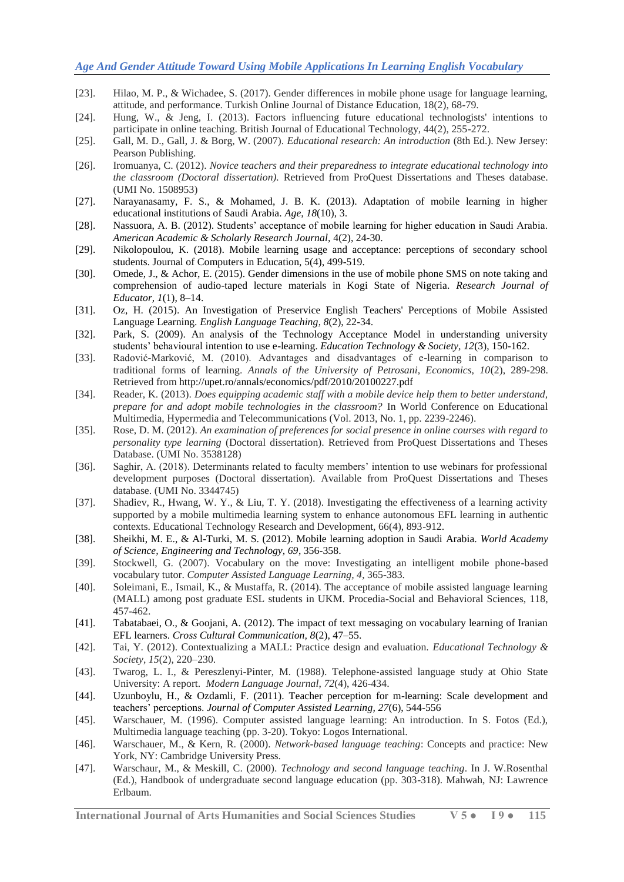[23]. Hilao, M. P., & Wichadee, S. (2017). Gender differences in mobile phone usage for language learning, attitude, and performance. Turkish Online Journal of Distance Education, 18(2), 68-79.

[24]. Hung, W., & Jeng, I. (2013). Factors influencing future educational technologists' intentions to participate in online teaching. British Journal of Educational Technology, 44(2), 255-272.

[25]. Gall, M. D., Gall, J. & Borg, W. (2007). *Educational research: An introduction* (8th Ed.). New Jersey: Pearson Publishing.

[26]. Iromuanya, C. (2012). *Novice teachers and their preparedness to integrate educational technology into the classroom (Doctoral dissertation).* Retrieved from ProQuest Dissertations and Theses database. (UMI No. 1508953)

[27]. Narayanasamy, F. S., & Mohamed, J. B. K. (2013). Adaptation of mobile learning in higher educational institutions of Saudi Arabia. *Age, 18*(10), 3.

[28]. Nassuora, A. B. (2012). Students' acceptance of mobile learning for higher education in Saudi Arabia. *American Academic & Scholarly Research Journal*, 4(2), 24-30.

[29]. Nikolopoulou, K. (2018). Mobile learning usage and acceptance: perceptions of secondary school students. Journal of Computers in Education, 5(4), 499-519.

[30]. Omede, J., & Achor, E. (2015). Gender dimensions in the use of mobile phone SMS on note taking and comprehension of audio-taped lecture materials in Kogi State of Nigeria. *Research Journal of Educator, 1*(1), 8–14.

[31]. Oz, H. (2015). An Investigation of Preservice English Teachers' Perceptions of Mobile Assisted Language Learning. *English Language Teaching*, *8*(2), 22-34.

[32]. Park, S. (2009). An analysis of the Technology Acceptance Model in understanding university students' behavioural intention to use e-learning. *Education Technology & Society, 12*(3), 150-162.

[33]. Radović-Marković, M. (2010). Advantages and disadvantages of e-learning in comparison to traditional forms of learning. *Annals of the University of Petrosani, Economics, 10*(2), 289-298. Retrieved from http://upet.ro/annals/economics/pdf/2010/20100227.pdf

[34]. Reader, K. (2013). *Does equipping academic staff with a mobile device help them to better understand, prepare for and adopt mobile technologies in the classroom?* In World Conference on Educational Multimedia, Hypermedia and Telecommunications (Vol. 2013, No. 1, pp. 2239-2246).

[35]. Rose, D. M. (2012). *An examination of preferences for social presence in online courses with regard to personality type learning* (Doctoral dissertation). Retrieved from ProQuest Dissertations and Theses Database. (UMI No. 3538128)

[36]. Saghir, A. (2018). Determinants related to faculty members' intention to use webinars for professional development purposes (Doctoral dissertation). Available from ProQuest Dissertations and Theses database. (UMI No. 3344745)

[37]. Shadiev, R., Hwang, W. Y., & Liu, T. Y. (2018). Investigating the effectiveness of a learning activity supported by a mobile multimedia learning system to enhance autonomous EFL learning in authentic contexts. Educational Technology Research and Development, 66(4), 893-912.

[38]. Sheikhi, M. E., & Al-Turki, M. S. (2012). Mobile learning adoption in Saudi Arabia. *World Academy of Science, Engineering and Technology, 69*, 356-358.

[39]. Stockwell, G. (2007). Vocabulary on the move: Investigating an intelligent mobile phone-based vocabulary tutor. *Computer Assisted Language Learning, 4*, 365-383.

[40]. Soleimani, E., Ismail, K., & Mustaffa, R. (2014). The acceptance of mobile assisted language learning (MALL) among post graduate ESL students in UKM. Procedia-Social and Behavioral Sciences, 118, 457-462.

[41]. Tabatabaei, O., & Goojani, A. (2012). The impact of text messaging on vocabulary learning of Iranian EFL learners. *Cross Cultural Communication, 8*(2), 47–55.

[42]. Tai, Y. (2012). Contextualizing a MALL: Practice design and evaluation. *Educational Technology & Society, 15*(2), 220–230.

[43]. Twarog, L. I., & Pereszlenyi-Pinter, M. (1988). Telephone-assisted language study at Ohio State University: A report. *Modern Language Journal, 72*(4), 426-434.

[44]. Uzunboylu, H., & Ozdamli, F. (2011). Teacher perception for m-learning: Scale development and teachers' perceptions. *Journal of Computer Assisted Learning, 27*(6), 544-556

[45]. Warschauer, M. (1996). Computer assisted language learning: An introduction. In S. Fotos (Ed.), Multimedia language teaching (pp. 3-20). Tokyo: Logos International.

[46]. Warschauer, M., & Kern, R. (2000). *Network-based language teaching*: Concepts and practice: New York, NY: Cambridge University Press.

[47]. Warschaur, M., & Meskill, C. (2000). *Technology and second language teaching*. In J. W.Rosenthal (Ed.), Handbook of undergraduate second language education (pp. 303-318). Mahwah, NJ: Lawrence Erlbaum.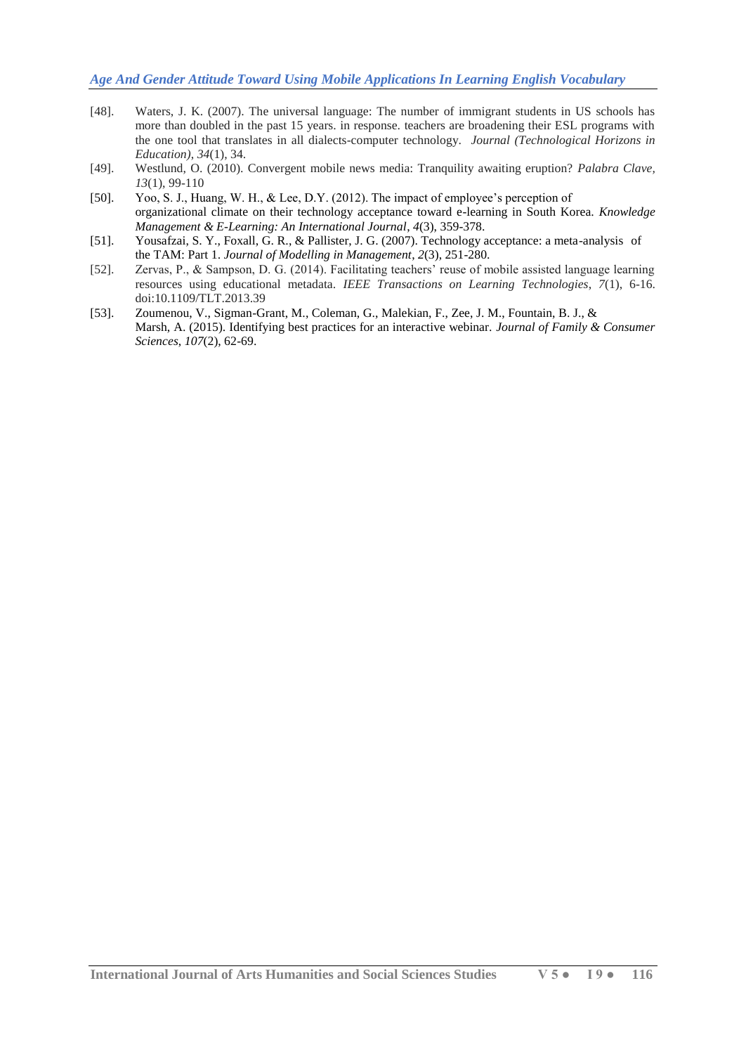[48]. Waters, J. K. (2007). The universal language: The number of immigrant students in US schools has more than doubled in the past 15 years. in response. teachers are broadening their ESL programs with the one tool that translates in all dialects-computer technology. *Journal (Technological Horizons in Education)*, *34*(1), 34.

[49]. Westlund, O. (2010). Convergent mobile news media: Tranquility awaiting eruption? *Palabra Clave, 13*(1), 99-110

[50]. Yoo, S. J., Huang, W. H., & Lee, D.Y. (2012). The impact of employee's perception of organizational climate on their technology acceptance toward e-learning in South Korea. *Knowledge Management & E-Learning: An International Journal*, *4*(3), 359-378.

[51]. Yousafzai, S. Y., Foxall, G. R., & Pallister, J. G. (2007). Technology acceptance: a meta-analysis of the TAM: Part 1. *Journal of Modelling in Management*, *2*(3), 251-280.

[52]. Zervas, P., & Sampson, D. G. (2014). Facilitating teachers' reuse of mobile assisted language learning resources using educational metadata. *IEEE Transactions on Learning Technologies*, *7*(1), 6-16. doi:10.1109/TLT.2013.39

[53]. Zoumenou, V., Sigman-Grant, M., Coleman, G., Malekian, F., Zee, J. M., Fountain, B. J., & Marsh, A. (2015). Identifying best practices for an interactive webinar. *Journal of Family & Consumer Sciences*, *107*(2), 62-69.